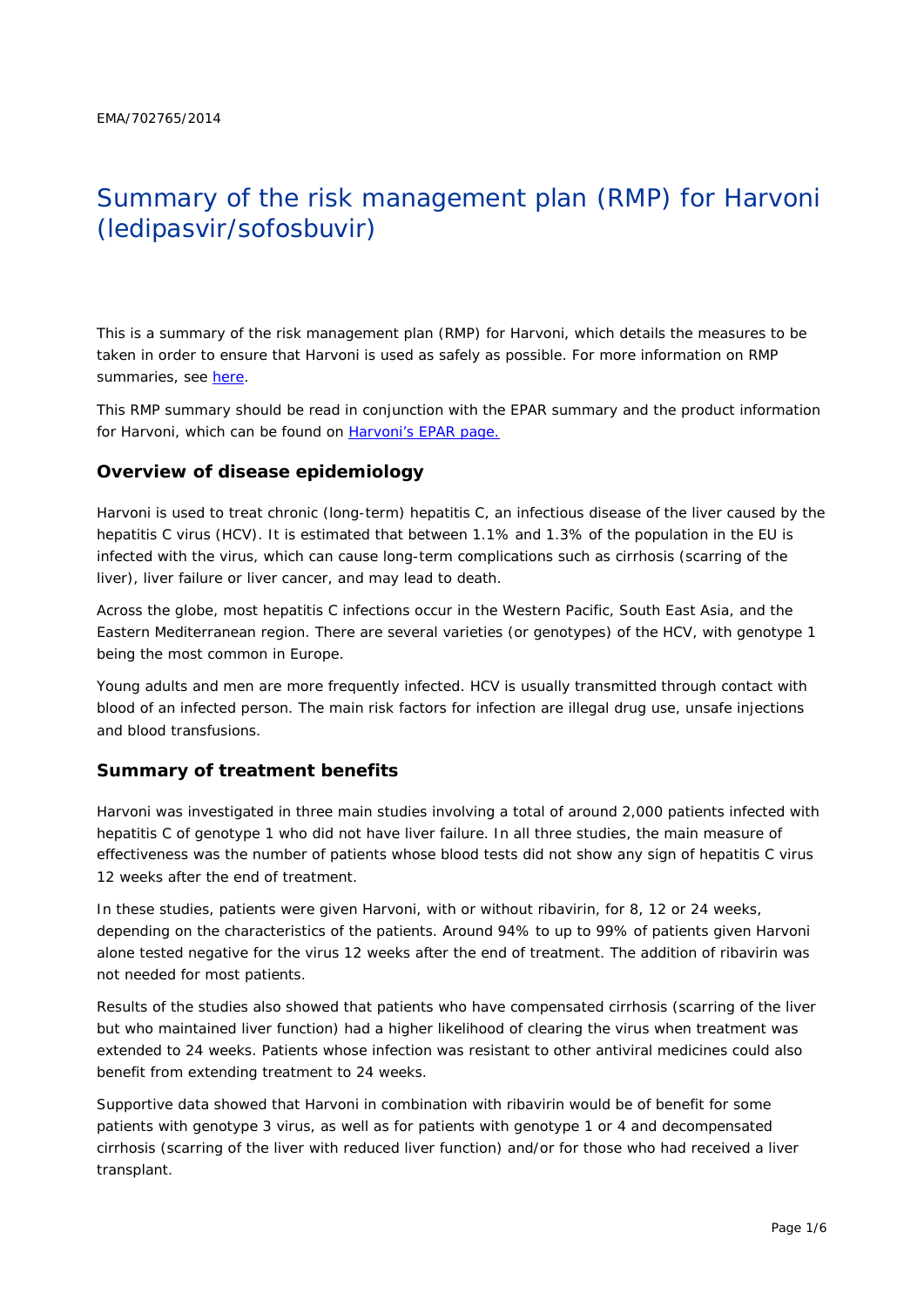EMA/702765/2014

# Summary of the risk management plan (RMP) for Harvoni (ledipasvir/sofosbuvir)

This is a summary of the risk management plan (RMP) for Harvoni, which details the measures to be taken in order to ensure that Harvoni is used as safely as possible. For more information on RMP summaries, see [here](#).

This RMP summary should be read in conjunction with the EPAR summary and the product information for Harvoni, which can be found on [Harvoni's EPAR page.](#)

## Overview of disease epidemiology

Harvoni is used to treat chronic (long-term) hepatitis C, an infectious disease of the liver caused by the hepatitis C virus (HCV). It is estimated that between 1.1% and 1.3% of the population in the EU is infected with the virus, which can cause long-term complications such as cirrhosis (scarring of the liver), liver failure or liver cancer, and may lead to death.

Across the globe, most hepatitis C infections occur in the Western Pacific, South East Asia, and the Eastern Mediterranean region. There are several varieties (or genotypes) of the HCV, with genotype 1 being the most common in Europe.

Young adults and men are more frequently infected. HCV is usually transmitted through contact with blood of an infected person. The main risk factors for infection are illegal drug use, unsafe injections and blood transfusions.

## Summary of treatment benefits

Harvoni was investigated in three main studies involving a total of around 2,000 patients infected with hepatitis C of genotype 1 who did not have liver failure. In all three studies, the main measure of effectiveness was the number of patients whose blood tests did not show any sign of hepatitis C virus 12 weeks after the end of treatment.

In these studies, patients were given Harvoni, with or without ribavirin, for 8, 12 or 24 weeks, depending on the characteristics of the patients. Around 94% to up to 99% of patients given Harvoni alone tested negative for the virus 12 weeks after the end of treatment. The addition of ribavirin was not needed for most patients.

Results of the studies also showed that patients who have compensated cirrhosis (scarring of the liver but who maintained liver function) had a higher likelihood of clearing the virus when treatment was extended to 24 weeks. Patients whose infection was resistant to other antiviral medicines could also benefit from extending treatment to 24 weeks.

Supportive data showed that Harvoni in combination with ribavirin would be of benefit for some patients with genotype 3 virus, as well as for patients with genotype 1 or 4 and decompensated cirrhosis (scarring of the liver with reduced liver function) and/or for those who had received a liver transplant.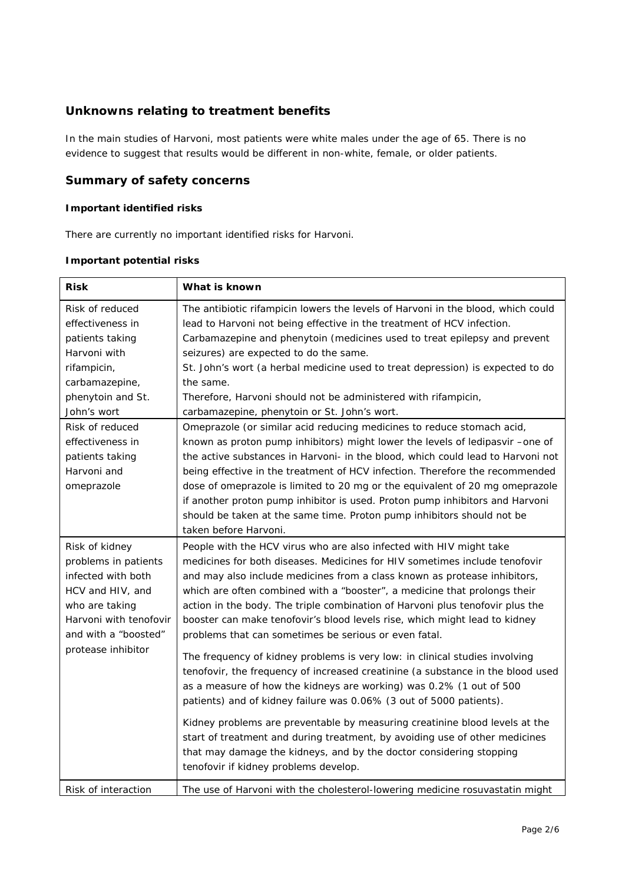## Unknowns relating to treatment benefits

In the main studies of Harvoni, most patients were white males under the age of 65. There is no evidence to suggest that results would be different in non-white, female, or older patients.

## Summary of safety concerns

### Important identified risks

There are currently no important identified risks for Harvoni.

### Important potential risks

| Risk | What is known |
| --- | --- |
| Risk of reduced effectiveness in patients taking Harvoni with rifampicin, carbamazepine, phenytoin and St. John's wort | The antibiotic rifampicin lowers the levels of Harvoni in the blood, which could lead to Harvoni not being effective in the treatment of HCV infection. Carbamazepine and phenytoin (medicines used to treat epilepsy and prevent seizures) are expected to do the same. St. John's wort (a herbal medicine used to treat depression) is expected to do the same. Therefore, Harvoni should not be administered with rifampicin, carbamazepine, phenytoin or St. John's wort. |
| Risk of reduced effectiveness in patients taking Harvoni and omeprazole | Omeprazole (or similar acid reducing medicines to reduce stomach acid, known as proton pump inhibitors) might lower the levels of ledipasvir –one of the active substances in Harvoni- in the blood, which could lead to Harvoni not being effective in the treatment of HCV infection. Therefore the recommended dose of omeprazole is limited to 20 mg or the equivalent of 20 mg omeprazole if another proton pump inhibitor is used. Proton pump inhibitors and Harvoni should be taken at the same time. Proton pump inhibitors should not be taken before Harvoni. |
| Risk of kidney problems in patients infected with both HCV and HIV, and who are taking Harvoni with tenofovir and with a "boosted" protease inhibitor | People with the HCV virus who are also infected with HIV might take medicines for both diseases. Medicines for HIV sometimes include tenofovir and may also include medicines from a class known as protease inhibitors, which are often combined with a "booster", a medicine that prolongs their action in the body. The triple combination of Harvoni plus tenofovir plus the booster can make tenofovir's blood levels rise, which might lead to kidney problems that can sometimes be serious or even fatal.<br><br>The frequency of kidney problems is very low: in clinical studies involving tenofovir, the frequency of increased creatinine (a substance in the blood used as a measure of how the kidneys are working) was 0.2% (1 out of 500 patients) and of kidney failure was 0.06% (3 out of 5000 patients).<br><br>Kidney problems are preventable by measuring creatinine blood levels at the start of treatment and during treatment, by avoiding use of other medicines that may damage the kidneys, and by the doctor considering stopping tenofovir if kidney problems develop. |
| Risk of interaction | The use of Harvoni with the cholesterol-lowering medicine rosuvastatin might |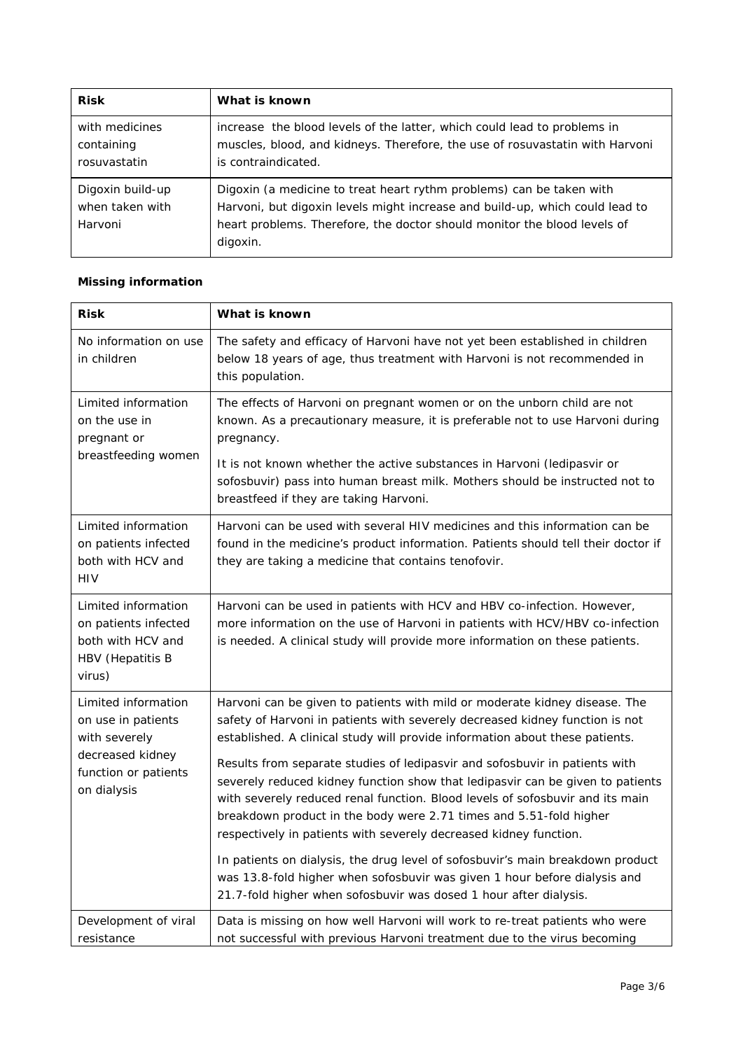| Risk | What is known |
| --- | --- |
| with medicines containing rosuvastatin | increase the blood levels of the latter, which could lead to problems in muscles, blood, and kidneys. Therefore, the use of rosuvastatin with Harvoni is contraindicated. |
| Digoxin build-up when taken with Harvoni | Digoxin (a medicine to treat heart rythm problems) can be taken with Harvoni, but digoxin levels might increase and build-up, which could lead to heart problems. Therefore, the doctor should monitor the blood levels of digoxin. |

**Missing information**

| Risk | What is known |
| --- | --- |
| No information on use in children | The safety and efficacy of Harvoni have not yet been established in children below 18 years of age, thus treatment with Harvoni is not recommended in this population. |
| Limited information on the use in pregnant or breastfeeding women | The effects of Harvoni on pregnant women or on the unborn child are not known. As a precautionary measure, it is preferable not to use Harvoni during pregnancy. It is not known whether the active substances in Harvoni (ledipasvir or sofosbuvir) pass into human breast milk. Mothers should be instructed not to breastfeed if they are taking Harvoni. |
| Limited information on patients infected both with HCV and HIV | Harvoni can be used with several HIV medicines and this information can be found in the medicine's product information. Patients should tell their doctor if they are taking a medicine that contains tenofovir. |
| Limited information on patients infected both with HCV and HBV (Hepatitis B virus) | Harvoni can be used in patients with HCV and HBV co-infection. However, more information on the use of Harvoni in patients with HCV/HBV co-infection is needed. A clinical study will provide more information on these patients. |
| Limited information on use in patients with severely decreased kidney function or patients on dialysis | Harvoni can be given to patients with mild or moderate kidney disease. The safety of Harvoni in patients with severely decreased kidney function is not established. A clinical study will provide information about these patients. Results from separate studies of ledipasvir and sofosbuvir in patients with severely reduced kidney function show that ledipasvir can be given to patients with severely reduced renal function. Blood levels of sofosbuvir and its main breakdown product in the body were 2.71 times and 5.51-fold higher respectively in patients with severely decreased kidney function. In patients on dialysis, the drug level of sofosbuvir's main breakdown product was 13.8-fold higher when sofosbuvir was given 1 hour before dialysis and 21.7-fold higher when sofosbuvir was dosed 1 hour after dialysis. |
| Development of viral resistance | Data is missing on how well Harvoni will work to re-treat patients who were not successful with previous Harvoni treatment due to the virus becoming |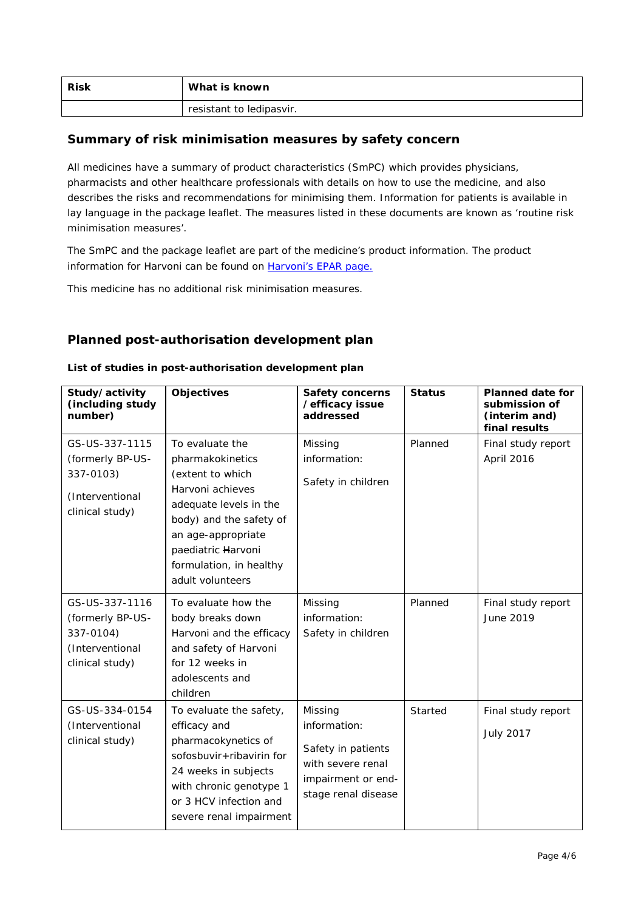| Risk | What is known |
| --- | --- |
| | resistant to ledipasvir. |

## Summary of risk minimisation measures by safety concern

All medicines have a summary of product characteristics (SmPC) which provides physicians, pharmacists and other healthcare professionals with details on how to use the medicine, and also describes the risks and recommendations for minimising them. Information for patients is available in lay language in the package leaflet. The measures listed in these documents are known as 'routine risk minimisation measures'.

The SmPC and the package leaflet are part of the medicine's product information. The product information for Harvoni can be found on Harvoni's EPAR page.

This medicine has no additional risk minimisation measures.

## Planned post-authorisation development plan

**List of studies in post-authorisation development plan**

| Study/activity (including study number) | Objectives | Safety concerns /efficacy issue addressed | Status | Planned date for submission of (interim and) final results |
| --- | --- | --- | --- | --- |
| GS-US-337-1115 (formerly BP-US-337-0103) (Interventional clinical study) | To evaluate the pharmakokinetics (extent to which Harvoni achieves adequate levels in the body) and the safety of an age-appropriate paediatric ~~H~~arvoni formulation, in healthy adult volunteers | Missing information: Safety in children | Planned | Final study report April 2016 |
| GS-US-337-1116 (formerly BP-US-337-0104) (Interventional clinical study) | To evaluate how the body breaks down Harvoni and the efficacy and safety of Harvoni for 12 weeks in adolescents and children | Missing information: Safety in children | Planned | Final study report June 2019 |
| GS-US-334-0154 (Interventional clinical study) | To evaluate the safety, efficacy and pharmacokynetics of sofosbuvir+ribavirin for 24 weeks in subjects with chronic genotype 1 or 3 HCV infection and severe renal impairment | Missing information: Safety in patients with severe renal impairment or end-stage renal disease | Started | Final study report July 2017 |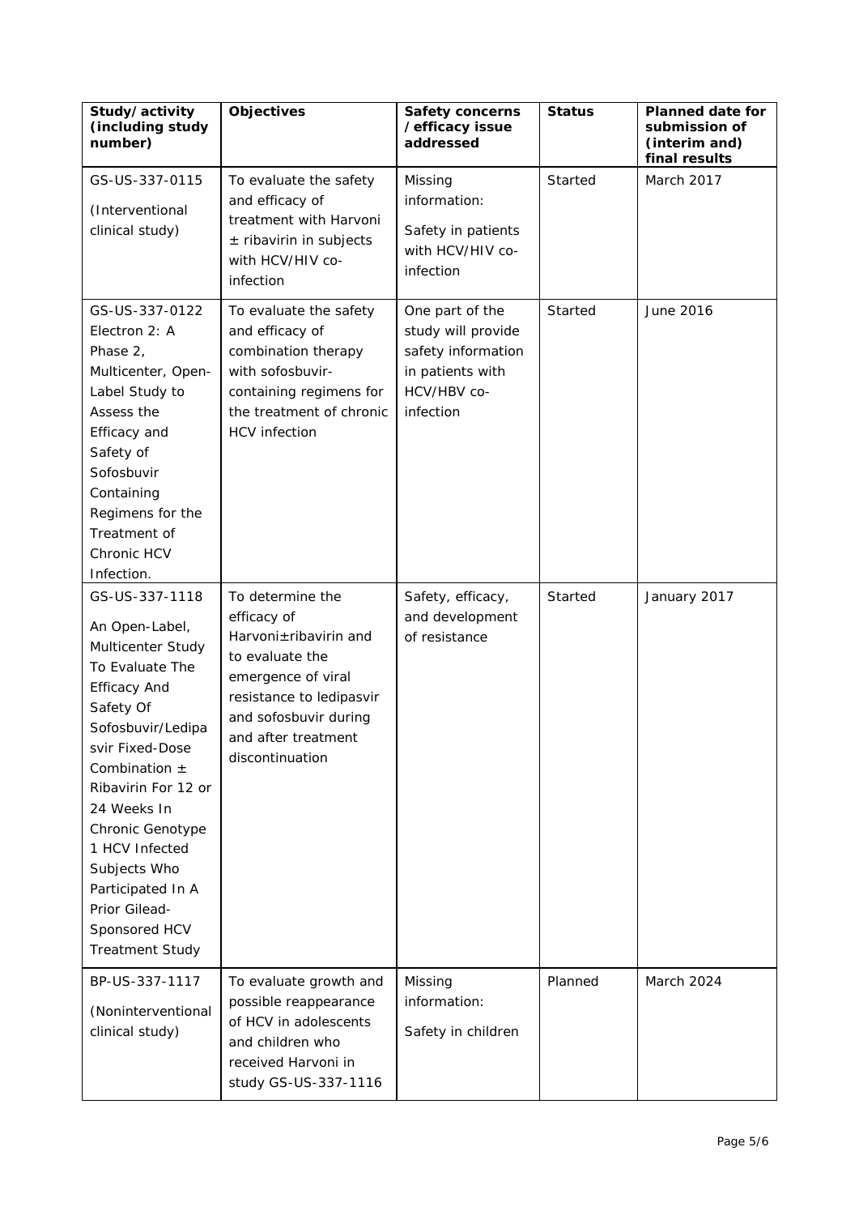| Study/activity (including study number) | Objectives | Safety concerns /efficacy issue addressed | Status | Planned date for submission of (interim and) final results |
|---|---|---|---|---|
| GS-US-337-0115 (Interventional clinical study) | To evaluate the safety and efficacy of treatment with Harvoni ± ribavirin in subjects with HCV/HIV co-infection | Missing information: Safety in patients with HCV/HIV co-infection | Started | March 2017 |
| GS-US-337-0122 Electron 2: A Phase 2, Multicenter, Open-Label Study to Assess the Efficacy and Safety of Sofosbuvir Containing Regimens for the Treatment of Chronic HCV Infection. | To evaluate the safety and efficacy of combination therapy with sofosbuvir-containing regimens for the treatment of chronic HCV infection | One part of the study will provide safety information in patients with HCV/HBV co-infection | Started | June 2016 |
| GS-US-337-1118 An Open-Label, Multicenter Study To Evaluate The Efficacy And Safety Of Sofosbuvir/Ledipasvir Fixed-Dose Combination ± Ribavirin For 12 or 24 Weeks In Chronic Genotype 1 HCV Infected Subjects Who Participated In A Prior Gilead-Sponsored HCV Treatment Study | To determine the efficacy of Harvoni±ribavirin and to evaluate the emergence of viral resistance to ledipasvir and sofosbuvir during and after treatment discontinuation | Safety, efficacy, and development of resistance | Started | January 2017 |
| BP-US-337-1117 (Noninterventional clinical study) | To evaluate growth and possible reappearance of HCV in adolescents and children who received Harvoni in study GS-US-337-1116 | Missing information: Safety in children | Planned | March 2024 |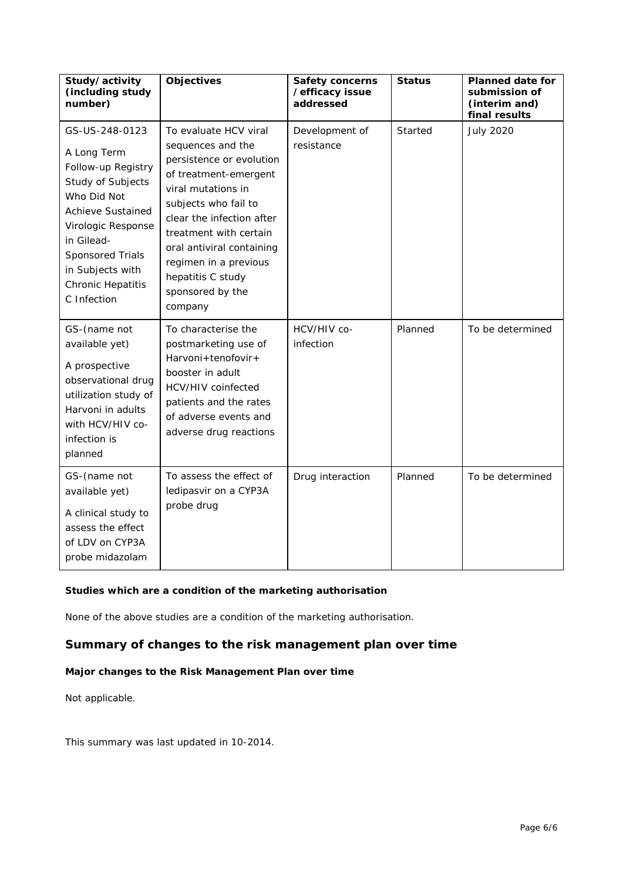| Study/activity (including study number) | Objectives | Safety concerns /efficacy issue addressed | Status | Planned date for submission of (interim and) final results |
| --- | --- | --- | --- | --- |
| GS-US-248-0123<br><br>A Long Term Follow-up Registry Study of Subjects Who Did Not Achieve Sustained Virologic Response in Gilead-Sponsored Trials in Subjects with Chronic Hepatitis C Infection | To evaluate HCV viral sequences and the persistence or evolution of treatment-emergent viral mutations in subjects who fail to clear the infection after treatment with certain oral antiviral containing regimen in a previous hepatitis C study sponsored by the company | Development of resistance | Started | July 2020 |
| GS-(name not available yet)<br><br>A prospective observational drug utilization study of Harvoni in adults with HCV/HIV co-infection is planned | To characterise the postmarketing use of Harvoni+tenofovir+ booster in adult HCV/HIV coinfected patients and the rates of adverse events and adverse drug reactions | HCV/HIV co-infection | Planned | To be determined |
| GS-(name not available yet)<br><br>A clinical study to assess the effect of LDV on CYP3A probe midazolam | To assess the effect of ledipasvir on a CYP3A probe drug | Drug interaction | Planned | To be determined |

**Studies which are a condition of the marketing authorisation**

None of the above studies are a condition of the marketing authorisation.

## Summary of changes to the risk management plan over time

**Major changes to the Risk Management Plan over time**

Not applicable.

This summary was last updated in 10-2014.